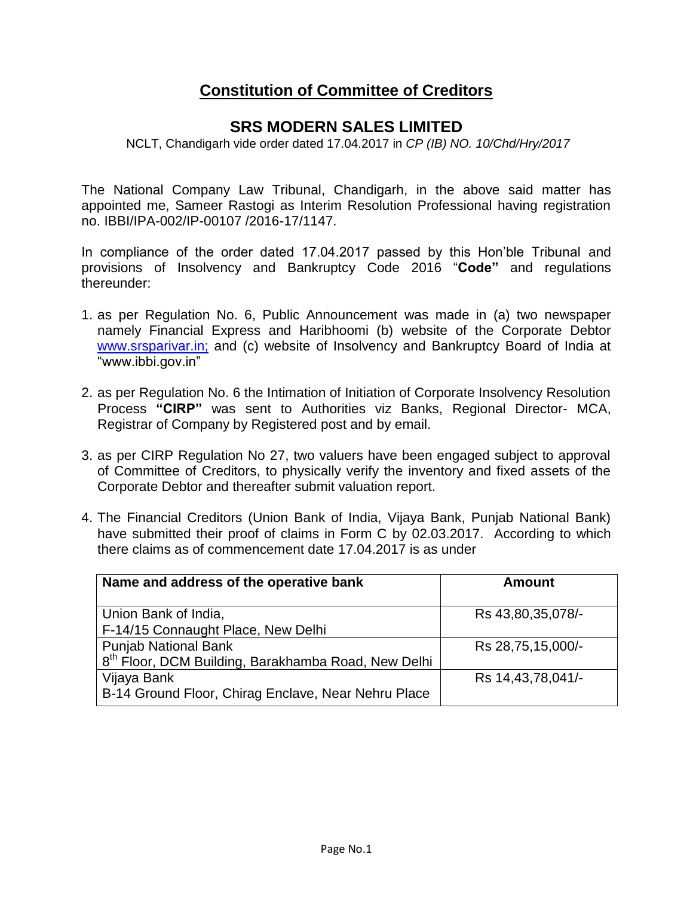# Constitution of Committee of Creditors

## SRS MODERN SALES LIMITED

NCLT, Chandigarh vide order dated 17.04.2017 in *CP (IB) NO. 10/Chd/Hry/2017*

The National Company Law Tribunal, Chandigarh, in the above said matter has appointed me, Sameer Rastogi as Interim Resolution Professional having registration no. IBBI/IPA-002/IP-00107 /2016-17/1147.

In compliance of the order dated 17.04.2017 passed by this Hon'ble Tribunal and provisions of Insolvency and Bankruptcy Code 2016 "**Code"** and regulations thereunder:

1. as per Regulation No. 6, Public Announcement was made in (a) two newspaper namely Financial Express and Haribhoomi (b) website of the Corporate Debtor www.srsparivar.in; and (c) website of Insolvency and Bankruptcy Board of India at "www.ibbi.gov.in"

2. as per Regulation No. 6 the Intimation of Initiation of Corporate Insolvency Resolution Process **"CIRP"** was sent to Authorities viz Banks, Regional Director- MCA, Registrar of Company by Registered post and by email.

3. as per CIRP Regulation No 27, two valuers have been engaged subject to approval of Committee of Creditors, to physically verify the inventory and fixed assets of the Corporate Debtor and thereafter submit valuation report.

4. The Financial Creditors (Union Bank of India, Vijaya Bank, Punjab National Bank) have submitted their proof of claims in Form C by 02.03.2017. According to which there claims as of commencement date 17.04.2017 is as under

| Name and address of the operative bank | Amount |
|---|---|
| Union Bank of India, F-14/15 Connaught Place, New Delhi | Rs 43,80,35,078/- |
| Punjab National Bank 8th Floor, DCM Building, Barakhamba Road, New Delhi | Rs 28,75,15,000/- |
| Vijaya Bank B-14 Ground Floor, Chirag Enclave, Near Nehru Place | Rs 14,43,78,041/- |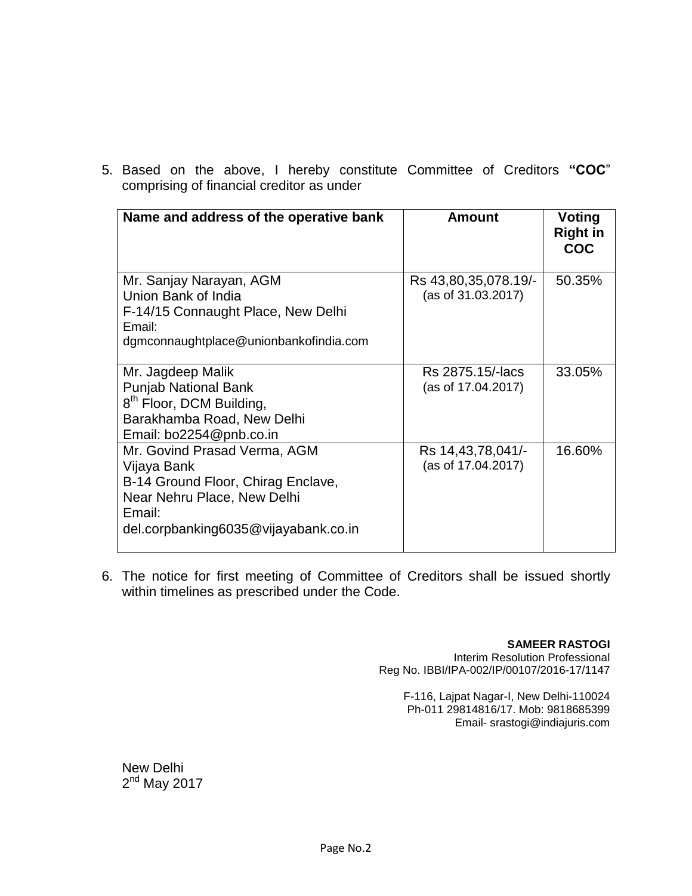5. Based on the above, I hereby constitute Committee of Creditors **"COC"** comprising of financial creditor as under

| Name and address of the operative bank | Amount | Voting Right in COC |
|---|---|---|
| Mr. Sanjay Narayan, AGM<br>Union Bank of India<br>F-14/15 Connaught Place, New Delhi<br>Email:<br>dgmconnaughtplace@unionbankofindia.com | Rs 43,80,35,078.19/-<br>(as of 31.03.2017) | 50.35% |
| Mr. Jagdeep Malik<br>Punjab National Bank<br>8th Floor, DCM Building,<br>Barakhamba Road, New Delhi<br>Email: bo2254@pnb.co.in | Rs 2875.15/-lacs<br>(as of 17.04.2017) | 33.05% |
| Mr. Govind Prasad Verma, AGM<br>Vijaya Bank<br>B-14 Ground Floor, Chirag Enclave,<br>Near Nehru Place, New Delhi<br>Email:<br>del.corpbanking6035@vijayabank.co.in | Rs 14,43,78,041/-<br>(as of 17.04.2017) | 16.60% |

6. The notice for first meeting of Committee of Creditors shall be issued shortly within timelines as prescribed under the Code.

**SAMEER RASTOGI**
Interim Resolution Professional
Reg No. IBBI/IPA-002/IP/00107/2016-17/1147

F-116, Lajpat Nagar-I, New Delhi-110024
Ph-011 29814816/17. Mob: 9818685399
Email- srastogi@indiajuris.com

New Delhi
2nd May 2017